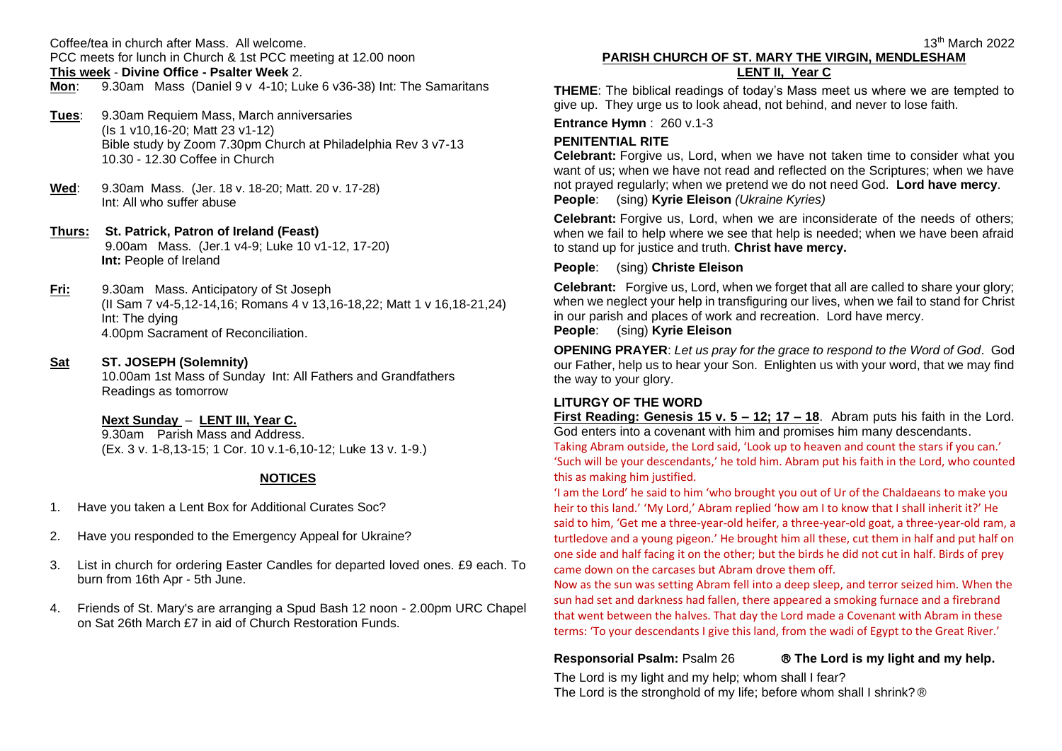Coffee/tea in church after Mass. All welcome.
PCC meets for lunch in Church & 1st PCC meeting at 12.00 noon

**This week** - **Divine Office - Psalter Week** 2.

**Mon**: 9.30am Mass (Daniel 9 v 4-10; Luke 6 v36-38) Int: The Samaritans

**Tues**: 9.30am Requiem Mass, March anniversaries
(Is 1 v10,16-20; Matt 23 v1-12)
Bible study by Zoom 7.30pm Church at Philadelphia Rev 3 v7-13
10.30 - 12.30 Coffee in Church

**Wed**: 9.30am Mass. (Jer. 18 v. 18-20; Matt. 20 v. 17-28)
Int: All who suffer abuse

**Thurs: St. Patrick, Patron of Ireland (Feast)**
9.00am Mass. (Jer.1 v4-9; Luke 10 v1-12, 17-20)
**Int:** People of Ireland

**Fri:** 9.30am Mass. Anticipatory of St Joseph
(II Sam 7 v4-5,12-14,16; Romans 4 v 13,16-18,22; Matt 1 v 16,18-21,24)
Int: The dying
4.00pm Sacrament of Reconciliation.

**Sat ST. JOSEPH (Solemnity)**
10.00am 1st Mass of Sunday Int: All Fathers and Grandfathers
Readings as tomorrow

**Next Sunday** – **LENT III, Year C.**
9.30am Parish Mass and Address.
(Ex. 3 v. 1-8,13-15; 1 Cor. 10 v.1-6,10-12; Luke 13 v. 1-9.)

## NOTICES

1. Have you taken a Lent Box for Additional Curates Soc?
2. Have you responded to the Emergency Appeal for Ukraine?
3. List in church for ordering Easter Candles for departed loved ones. £9 each. To burn from 16th Apr - 5th June.
4. Friends of St. Mary's are arranging a Spud Bash 12 noon - 2.00pm URC Chapel on Sat 26th March £7 in aid of Church Restoration Funds.

13th March 2022

## PARISH CHURCH OF ST. MARY THE VIRGIN, MENDLESHAM
## LENT II, Year C

**THEME**: The biblical readings of today's Mass meet us where we are tempted to give up. They urge us to look ahead, not behind, and never to lose faith.

**Entrance Hymn** : 260 v.1-3

### PENITENTIAL RITE

**Celebrant:** Forgive us, Lord, when we have not taken time to consider what you want of us; when we have not read and reflected on the Scriptures; when we have not prayed regularly; when we pretend we do not need God. **Lord have mercy**.
**People**: (sing) **Kyrie Eleison** *(Ukraine Kyries)*

**Celebrant:** Forgive us, Lord, when we are inconsiderate of the needs of others; when we fail to help where we see that help is needed; when we have been afraid to stand up for justice and truth. **Christ have mercy.**

**People**: (sing) **Christe Eleison**

**Celebrant:** Forgive us, Lord, when we forget that all are called to share your glory; when we neglect your help in transfiguring our lives, when we fail to stand for Christ in our parish and places of work and recreation. Lord have mercy.
**People**: (sing) **Kyrie Eleison**

**OPENING PRAYER**: *Let us pray for the grace to respond to the Word of God*. God our Father, help us to hear your Son. Enlighten us with your word, that we may find the way to your glory.

### LITURGY OF THE WORD

**First Reading: Genesis 15 v. 5 – 12; 17 – 18**. Abram puts his faith in the Lord. God enters into a covenant with him and promises him many descendants.

Taking Abram outside, the Lord said, 'Look up to heaven and count the stars if you can.' 'Such will be your descendants,' he told him. Abram put his faith in the Lord, who counted this as making him justified.

'I am the Lord' he said to him 'who brought you out of Ur of the Chaldaeans to make you heir to this land.' 'My Lord,' Abram replied 'how am I to know that I shall inherit it?' He said to him, 'Get me a three-year-old heifer, a three-year-old goat, a three-year-old ram, a turtledove and a young pigeon.' He brought him all these, cut them in half and put half on one side and half facing it on the other; but the birds he did not cut in half. Birds of prey came down on the carcases but Abram drove them off.

Now as the sun was setting Abram fell into a deep sleep, and terror seized him. When the sun had set and darkness had fallen, there appeared a smoking furnace and a firebrand that went between the halves. That day the Lord made a Covenant with Abram in these terms: 'To your descendants I give this land, from the wadi of Egypt to the Great River.'

**Responsorial Psalm:** Psalm 26 ℟ **The Lord is my light and my help.**

The Lord is my light and my help; whom shall I fear?
The Lord is the stronghold of my life; before whom shall I shrink? ℟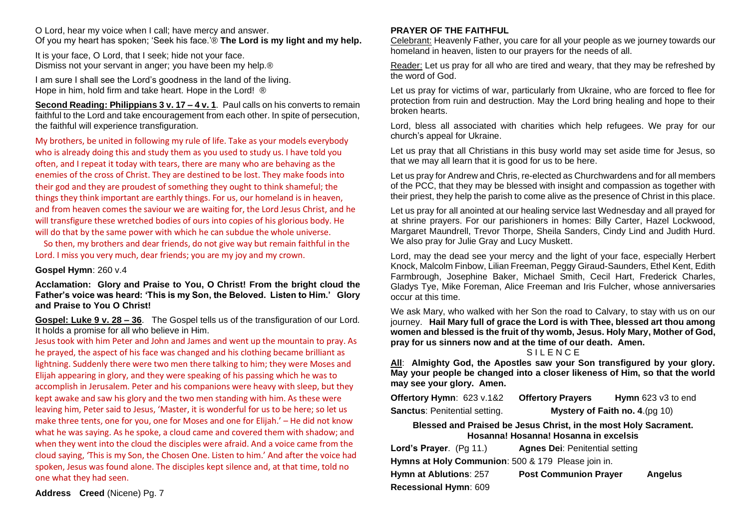O Lord, hear my voice when I call; have mercy and answer.
Of you my heart has spoken; 'Seek his face.'® **The Lord is my light and my help.**

It is your face, O Lord, that I seek; hide not your face.
Dismiss not your servant in anger; you have been my help.®

I am sure I shall see the Lord's goodness in the land of the living.
Hope in him, hold firm and take heart. Hope in the Lord! ®

**Second Reading: Philippians 3 v. 17 – 4 v. 1**. Paul calls on his converts to remain faithful to the Lord and take encouragement from each other. In spite of persecution, the faithful will experience transfiguration.

My brothers, be united in following my rule of life. Take as your models everybody who is already doing this and study them as you used to study us. I have told you often, and I repeat it today with tears, there are many who are behaving as the enemies of the cross of Christ. They are destined to be lost. They make foods into their god and they are proudest of something they ought to think shameful; the things they think important are earthly things. For us, our homeland is in heaven, and from heaven comes the saviour we are waiting for, the Lord Jesus Christ, and he will transfigure these wretched bodies of ours into copies of his glorious body. He will do that by the same power with which he can subdue the whole universe.

So then, my brothers and dear friends, do not give way but remain faithful in the Lord. I miss you very much, dear friends; you are my joy and my crown.

**Gospel Hymn**: 260 v.4

**Acclamation: Glory and Praise to You, O Christ! From the bright cloud the Father's voice was heard: 'This is my Son, the Beloved. Listen to Him.' Glory and Praise to You O Christ!**

**Gospel: Luke 9 v. 28 – 36**. The Gospel tells us of the transfiguration of our Lord. It holds a promise for all who believe in Him.

Jesus took with him Peter and John and James and went up the mountain to pray. As he prayed, the aspect of his face was changed and his clothing became brilliant as lightning. Suddenly there were two men there talking to him; they were Moses and Elijah appearing in glory, and they were speaking of his passing which he was to accomplish in Jerusalem. Peter and his companions were heavy with sleep, but they kept awake and saw his glory and the two men standing with him. As these were leaving him, Peter said to Jesus, 'Master, it is wonderful for us to be here; so let us make three tents, one for you, one for Moses and one for Elijah.' – He did not know what he was saying. As he spoke, a cloud came and covered them with shadow; and when they went into the cloud the disciples were afraid. And a voice came from the cloud saying, 'This is my Son, the Chosen One. Listen to him.' And after the voice had spoken, Jesus was found alone. The disciples kept silence and, at that time, told no one what they had seen.

**Address Creed** (Nicene) Pg. 7

**PRAYER OF THE FAITHFUL**

Celebrant: Heavenly Father, you care for all your people as we journey towards our homeland in heaven, listen to our prayers for the needs of all.

Reader: Let us pray for all who are tired and weary, that they may be refreshed by the word of God.

Let us pray for victims of war, particularly from Ukraine, who are forced to flee for protection from ruin and destruction. May the Lord bring healing and hope to their broken hearts.

Lord, bless all associated with charities which help refugees. We pray for our church's appeal for Ukraine.

Let us pray that all Christians in this busy world may set aside time for Jesus, so that we may all learn that it is good for us to be here.

Let us pray for Andrew and Chris, re-elected as Churchwardens and for all members of the PCC, that they may be blessed with insight and compassion as together with their priest, they help the parish to come alive as the presence of Christ in this place.

Let us pray for all anointed at our healing service last Wednesday and all prayed for at shrine prayers. For our parishioners in homes: Billy Carter, Hazel Lockwood, Margaret Maundrell, Trevor Thorpe, Sheila Sanders, Cindy Lind and Judith Hurd. We also pray for Julie Gray and Lucy Muskett.

Lord, may the dead see your mercy and the light of your face, especially Herbert Knock, Malcolm Finbow, Lilian Freeman, Peggy Giraud-Saunders, Ethel Kent, Edith Farmbrough, Josephine Baker, Michael Smith, Cecil Hart, Frederick Charles, Gladys Tye, Mike Foreman, Alice Freeman and Iris Fulcher, whose anniversaries occur at this time.

We ask Mary, who walked with her Son the road to Calvary, to stay with us on our journey. **Hail Mary full of grace the Lord is with Thee, blessed art thou among women and blessed is the fruit of thy womb, Jesus. Holy Mary, Mother of God, pray for us sinners now and at the time of our death. Amen.**

S I L E N C E

**All**: **Almighty God, the Apostles saw your Son transfigured by your glory. May your people be changed into a closer likeness of Him, so that the world may see your glory. Amen.**

**Offertory Hymn**: 623 v.1&2 **Offertory Prayers** **Hymn** 623 v3 to end

**Sanctus**: Penitential setting. **Mystery of Faith no. 4**.(pg 10)

**Blessed and Praised be Jesus Christ, in the most Holy Sacrament. Hosanna! Hosanna! Hosanna in excelsis**

**Lord's Prayer**. (Pg 11.) **Agnes Dei**: Penitential setting

**Hymns at Holy Communion**: 500 & 179 Please join in.

**Hymn at Ablutions**: 257 **Post Communion Prayer** **Angelus**

**Recessional Hymn**: 609